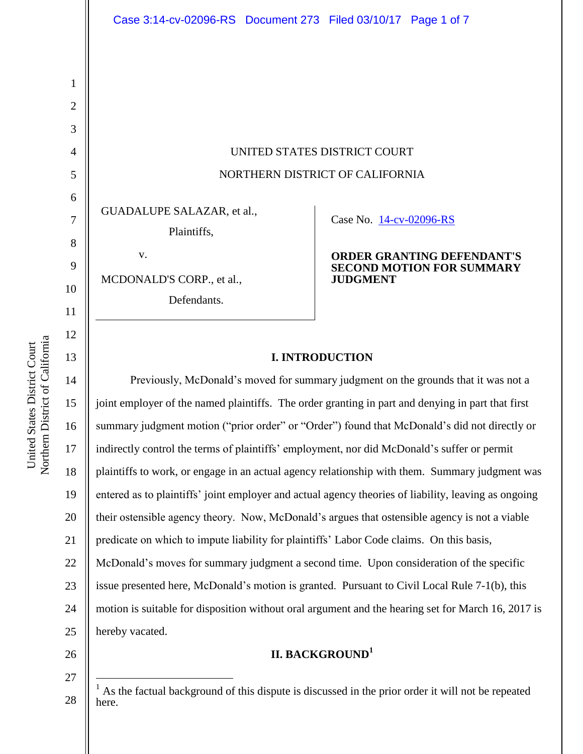UNITED STATES DISTRICT COURT

NORTHERN DISTRICT OF CALIFORNIA

GUADALUPE SALAZAR, et al.,

Plaintiffs,

v.

MCDONALD'S CORP., et al.,

Defendants.

Case No. 14-cv-02096-RS

**ORDER GRANTING DEFENDANT'S SECOND MOTION FOR SUMMARY JUDGMENT**

## I. INTRODUCTION

Previously, McDonald's moved for summary judgment on the grounds that it was not a joint employer of the named plaintiffs. The order granting in part and denying in part that first summary judgment motion ("prior order" or "Order") found that McDonald's did not directly or indirectly control the terms of plaintiffs' employment, nor did McDonald's suffer or permit plaintiffs to work, or engage in an actual agency relationship with them. Summary judgment was entered as to plaintiffs' joint employer and actual agency theories of liability, leaving as ongoing their ostensible agency theory. Now, McDonald's argues that ostensible agency is not a viable predicate on which to impute liability for plaintiffs' Labor Code claims. On this basis, McDonald's moves for summary judgment a second time. Upon consideration of the specific issue presented here, McDonald's motion is granted. Pursuant to Civil Local Rule 7-1(b), this motion is suitable for disposition without oral argument and the hearing set for March 16, 2017 is hereby vacated.

## II. BACKGROUND[1]

[1] As the factual background of this dispute is discussed in the prior order it will not be repeated here.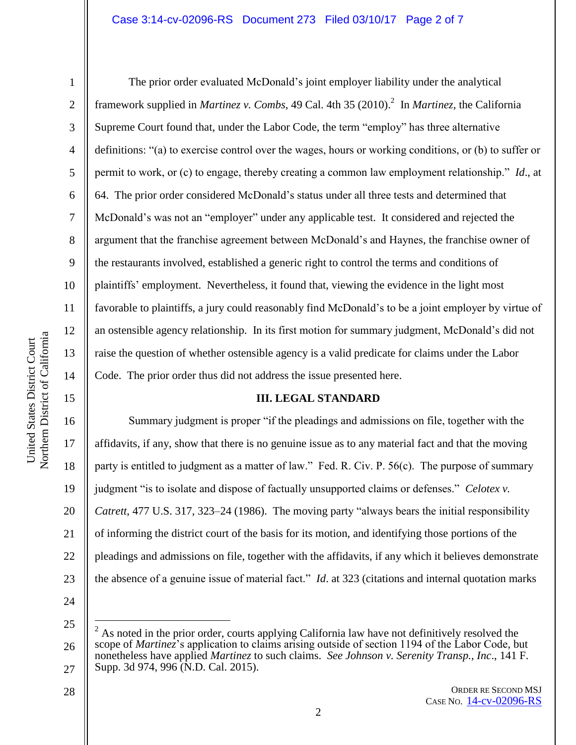The prior order evaluated McDonald's joint employer liability under the analytical framework supplied in *Martinez v. Combs*, 49 Cal. 4th 35 (2010).[2] In *Martinez*, the California Supreme Court found that, under the Labor Code, the term "employ" has three alternative definitions: "(a) to exercise control over the wages, hours or working conditions, or (b) to suffer or permit to work, or (c) to engage, thereby creating a common law employment relationship." *Id*., at 64. The prior order considered McDonald's status under all three tests and determined that McDonald's was not an "employer" under any applicable test. It considered and rejected the argument that the franchise agreement between McDonald's and Haynes, the franchise owner of the restaurants involved, established a generic right to control the terms and conditions of plaintiffs' employment. Nevertheless, it found that, viewing the evidence in the light most favorable to plaintiffs, a jury could reasonably find McDonald's to be a joint employer by virtue of an ostensible agency relationship. In its first motion for summary judgment, McDonald's did not raise the question of whether ostensible agency is a valid predicate for claims under the Labor Code. The prior order thus did not address the issue presented here.

### III. LEGAL STANDARD

Summary judgment is proper "if the pleadings and admissions on file, together with the affidavits, if any, show that there is no genuine issue as to any material fact and that the moving party is entitled to judgment as a matter of law." Fed. R. Civ. P. 56(c). The purpose of summary judgment "is to isolate and dispose of factually unsupported claims or defenses." *Celotex v. Catrett*, 477 U.S. 317, 323–24 (1986). The moving party "always bears the initial responsibility of informing the district court of the basis for its motion, and identifying those portions of the pleadings and admissions on file, together with the affidavits, if any which it believes demonstrate the absence of a genuine issue of material fact." *Id*. at 323 (citations and internal quotation marks

---

[2] As noted in the prior order, courts applying California law have not definitively resolved the scope of *Martinez*'s application to claims arising outside of section 1194 of the Labor Code, but nonetheless have applied *Martinez* to such claims. *See Johnson v. Serenity Transp., Inc*., 141 F. Supp. 3d 974, 996 (N.D. Cal. 2015).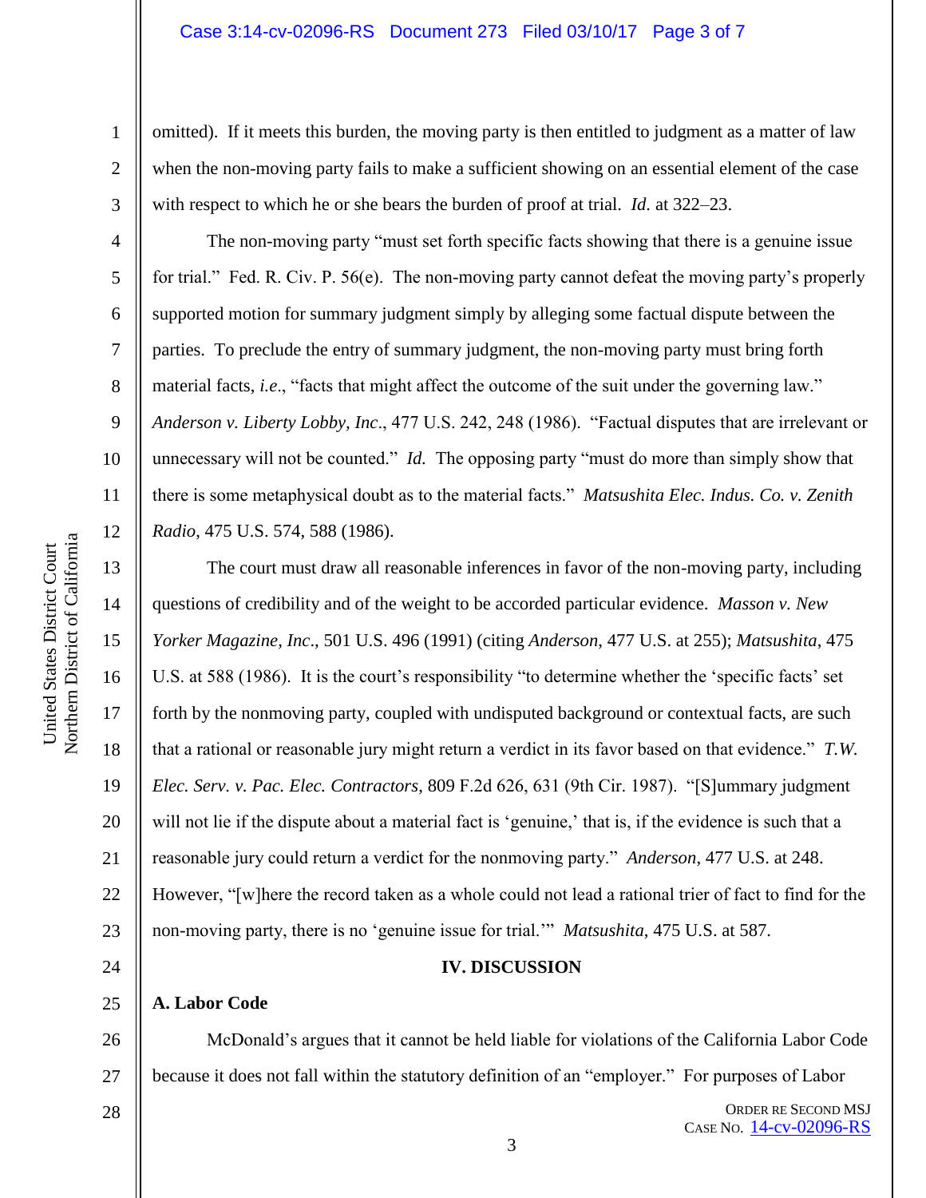omitted). If it meets this burden, the moving party is then entitled to judgment as a matter of law when the non-moving party fails to make a sufficient showing on an essential element of the case with respect to which he or she bears the burden of proof at trial. *Id.* at 322–23.

The non-moving party "must set forth specific facts showing that there is a genuine issue for trial." Fed. R. Civ. P. 56(e). The non-moving party cannot defeat the moving party's properly supported motion for summary judgment simply by alleging some factual dispute between the parties. To preclude the entry of summary judgment, the non-moving party must bring forth material facts, *i.e*., "facts that might affect the outcome of the suit under the governing law." *Anderson v. Liberty Lobby, Inc*., 477 U.S. 242, 248 (1986). "Factual disputes that are irrelevant or unnecessary will not be counted." *Id.* The opposing party "must do more than simply show that there is some metaphysical doubt as to the material facts." *Matsushita Elec. Indus. Co. v. Zenith Radio*, 475 U.S. 574, 588 (1986).

The court must draw all reasonable inferences in favor of the non-moving party, including questions of credibility and of the weight to be accorded particular evidence. *Masson v. New Yorker Magazine, Inc*., 501 U.S. 496 (1991) (citing *Anderson*, 477 U.S. at 255); *Matsushita*, 475 U.S. at 588 (1986). It is the court's responsibility "to determine whether the 'specific facts' set forth by the nonmoving party, coupled with undisputed background or contextual facts, are such that a rational or reasonable jury might return a verdict in its favor based on that evidence." *T.W. Elec. Serv. v. Pac. Elec. Contractors*, 809 F.2d 626, 631 (9th Cir. 1987). "[S]ummary judgment will not lie if the dispute about a material fact is 'genuine,' that is, if the evidence is such that a reasonable jury could return a verdict for the nonmoving party." *Anderson*, 477 U.S. at 248. However, "[w]here the record taken as a whole could not lead a rational trier of fact to find for the non-moving party, there is no 'genuine issue for trial.'" *Matsushita*, 475 U.S. at 587.

## IV. DISCUSSION

### A. Labor Code

McDonald's argues that it cannot be held liable for violations of the California Labor Code because it does not fall within the statutory definition of an "employer." For purposes of Labor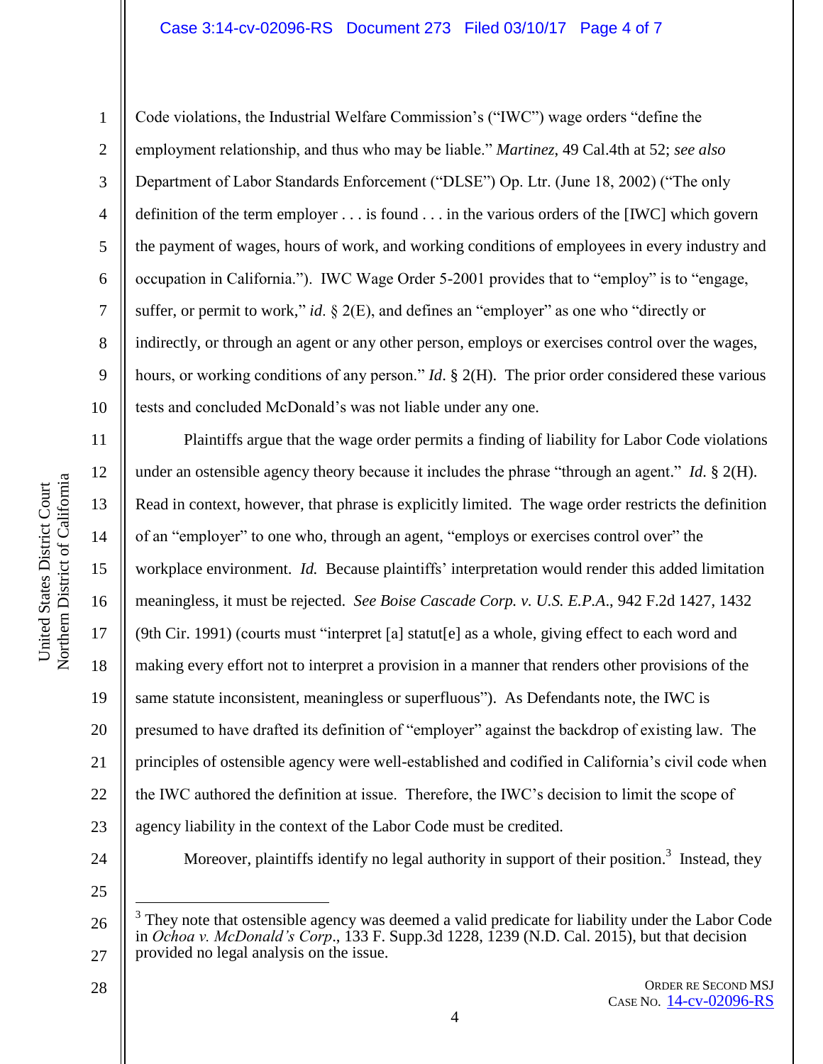Code violations, the Industrial Welfare Commission's ("IWC") wage orders "define the employment relationship, and thus who may be liable." *Martinez*, 49 Cal.4th at 52; *see also* Department of Labor Standards Enforcement ("DLSE") Op. Ltr. (June 18, 2002) ("The only definition of the term employer . . . is found . . . in the various orders of the [IWC] which govern the payment of wages, hours of work, and working conditions of employees in every industry and occupation in California."). IWC Wage Order 5-2001 provides that to "employ" is to "engage, suffer, or permit to work," *id*. § 2(E), and defines an "employer" as one who "directly or indirectly, or through an agent or any other person, employs or exercises control over the wages, hours, or working conditions of any person." *Id*. § 2(H). The prior order considered these various tests and concluded McDonald's was not liable under any one.

Plaintiffs argue that the wage order permits a finding of liability for Labor Code violations under an ostensible agency theory because it includes the phrase "through an agent." *Id*. § 2(H). Read in context, however, that phrase is explicitly limited. The wage order restricts the definition of an "employer" to one who, through an agent, "employs or exercises control over" the workplace environment. *Id.* Because plaintiffs' interpretation would render this added limitation meaningless, it must be rejected. *See Boise Cascade Corp. v. U.S. E.P.A.*, 942 F.2d 1427, 1432 (9th Cir. 1991) (courts must "interpret [a] statut[e] as a whole, giving effect to each word and making every effort not to interpret a provision in a manner that renders other provisions of the same statute inconsistent, meaningless or superfluous"). As Defendants note, the IWC is presumed to have drafted its definition of "employer" against the backdrop of existing law. The principles of ostensible agency were well-established and codified in California's civil code when the IWC authored the definition at issue. Therefore, the IWC's decision to limit the scope of agency liability in the context of the Labor Code must be credited.

Moreover, plaintiffs identify no legal authority in support of their position.[3] Instead, they

---

[3] They note that ostensible agency was deemed a valid predicate for liability under the Labor Code in *Ochoa v. McDonald's Corp*., 133 F. Supp.3d 1228, 1239 (N.D. Cal. 2015), but that decision provided no legal analysis on the issue.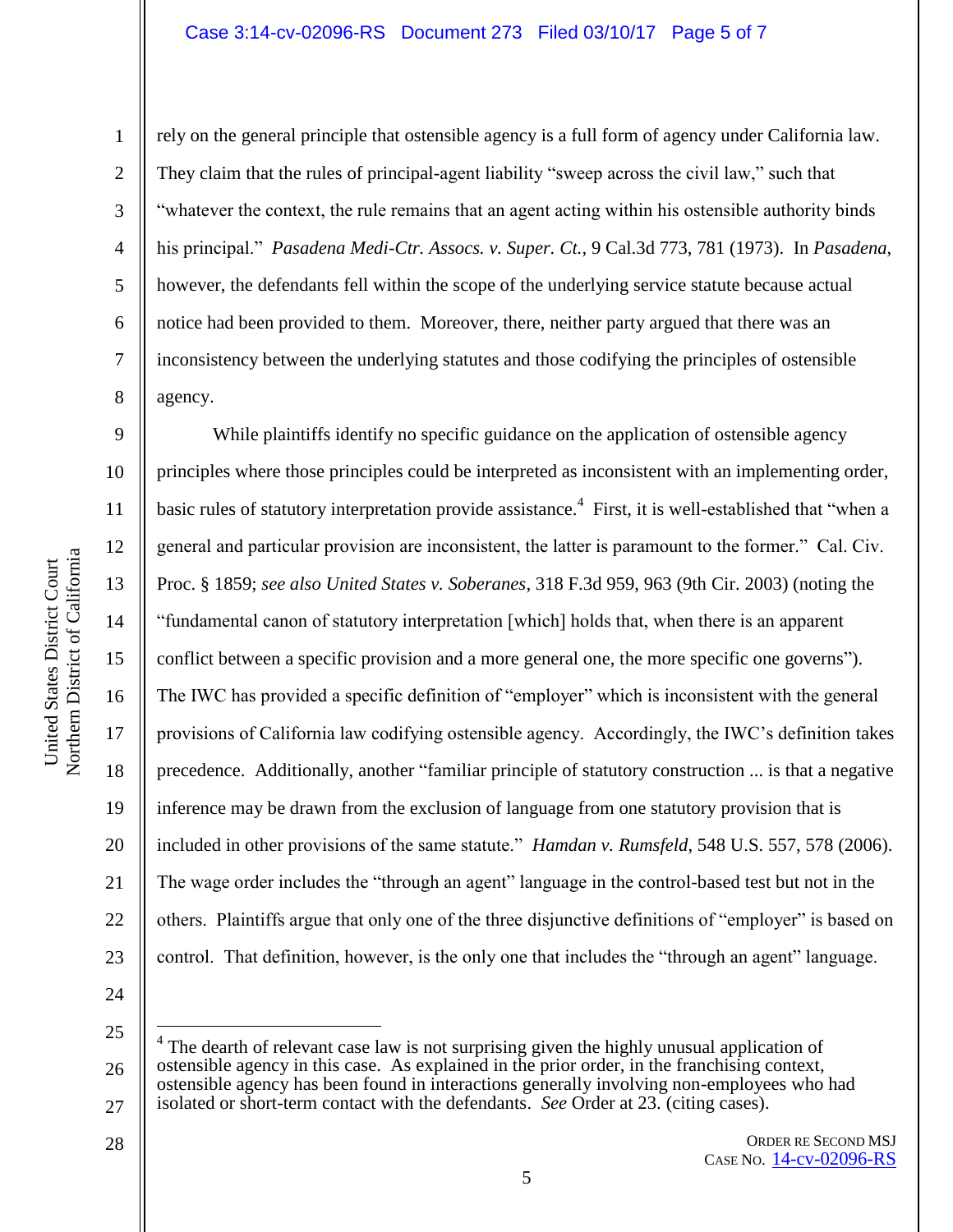rely on the general principle that ostensible agency is a full form of agency under California law. They claim that the rules of principal-agent liability "sweep across the civil law," such that "whatever the context, the rule remains that an agent acting within his ostensible authority binds his principal." *Pasadena Medi-Ctr. Assocs. v. Super. Ct.*, 9 Cal.3d 773, 781 (1973). In *Pasadena*, however, the defendants fell within the scope of the underlying service statute because actual notice had been provided to them. Moreover, there, neither party argued that there was an inconsistency between the underlying statutes and those codifying the principles of ostensible agency.

While plaintiffs identify no specific guidance on the application of ostensible agency principles where those principles could be interpreted as inconsistent with an implementing order, basic rules of statutory interpretation provide assistance.[4] First, it is well-established that "when a general and particular provision are inconsistent, the latter is paramount to the former." Cal. Civ. Proc. § 1859; *see also United States v. Soberanes*, 318 F.3d 959, 963 (9th Cir. 2003) (noting the "fundamental canon of statutory interpretation [which] holds that, when there is an apparent conflict between a specific provision and a more general one, the more specific one governs"). The IWC has provided a specific definition of "employer" which is inconsistent with the general provisions of California law codifying ostensible agency. Accordingly, the IWC's definition takes precedence. Additionally, another "familiar principle of statutory construction ... is that a negative inference may be drawn from the exclusion of language from one statutory provision that is included in other provisions of the same statute." *Hamdan v. Rumsfeld*, 548 U.S. 557, 578 (2006). The wage order includes the "through an agent" language in the control-based test but not in the others. Plaintiffs argue that only one of the three disjunctive definitions of "employer" is based on control. That definition, however, is the only one that includes the "through an agent" language.

[4] The dearth of relevant case law is not surprising given the highly unusual application of ostensible agency in this case. As explained in the prior order, in the franchising context, ostensible agency has been found in interactions generally involving non-employees who had isolated or short-term contact with the defendants. *See* Order at 23. (citing cases).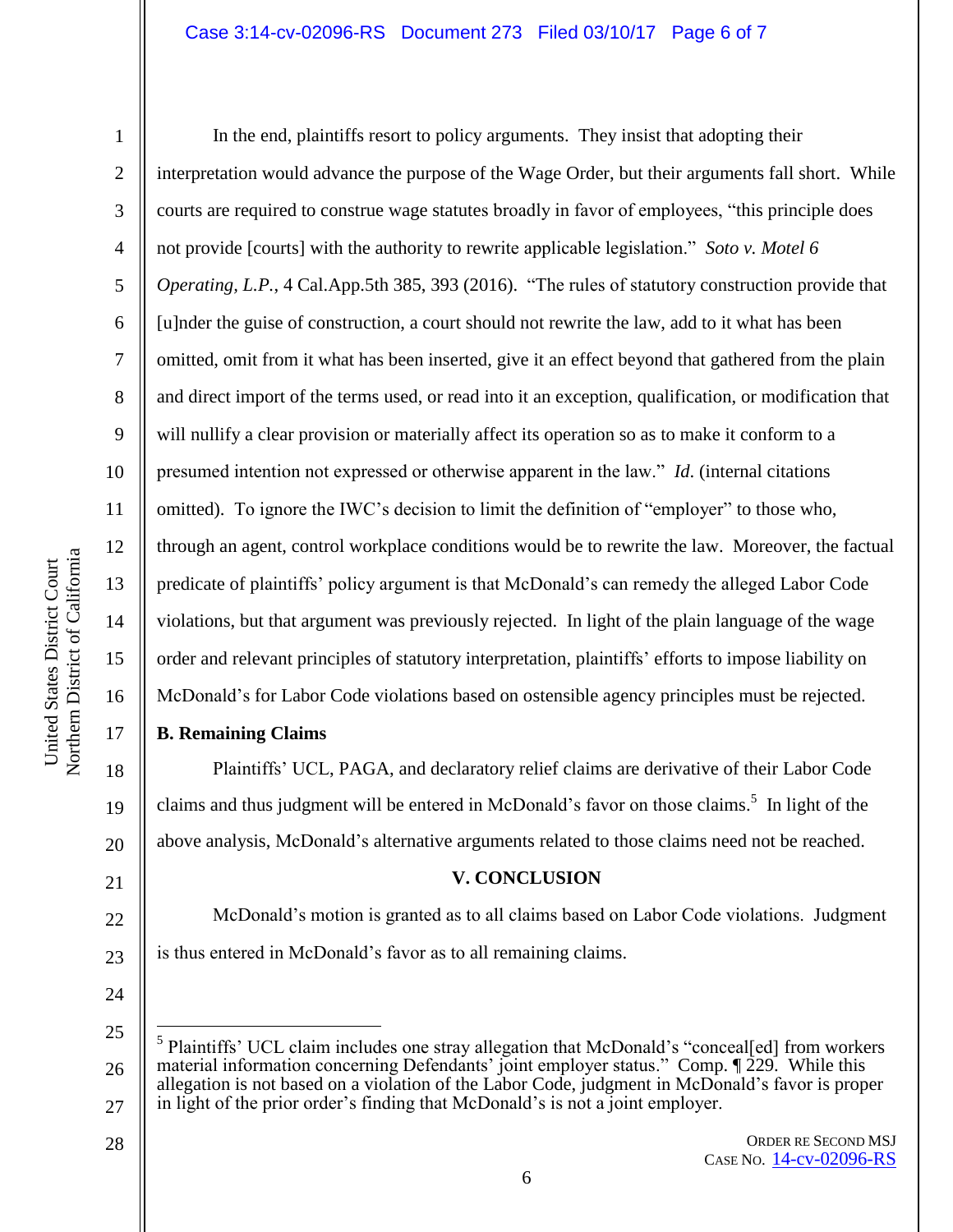In the end, plaintiffs resort to policy arguments. They insist that adopting their interpretation would advance the purpose of the Wage Order, but their arguments fall short. While courts are required to construe wage statutes broadly in favor of employees, "this principle does not provide [courts] with the authority to rewrite applicable legislation." *Soto v. Motel 6 Operating, L.P.*, 4 Cal.App.5th 385, 393 (2016). "The rules of statutory construction provide that [u]nder the guise of construction, a court should not rewrite the law, add to it what has been omitted, omit from it what has been inserted, give it an effect beyond that gathered from the plain and direct import of the terms used, or read into it an exception, qualification, or modification that will nullify a clear provision or materially affect its operation so as to make it conform to a presumed intention not expressed or otherwise apparent in the law." *Id.* (internal citations omitted). To ignore the IWC's decision to limit the definition of "employer" to those who, through an agent, control workplace conditions would be to rewrite the law. Moreover, the factual predicate of plaintiffs' policy argument is that McDonald's can remedy the alleged Labor Code violations, but that argument was previously rejected. In light of the plain language of the wage order and relevant principles of statutory interpretation, plaintiffs' efforts to impose liability on McDonald's for Labor Code violations based on ostensible agency principles must be rejected.

**B. Remaining Claims**

Plaintiffs' UCL, PAGA, and declaratory relief claims are derivative of their Labor Code claims and thus judgment will be entered in McDonald's favor on those claims.[5] In light of the above analysis, McDonald's alternative arguments related to those claims need not be reached.

## V. CONCLUSION

McDonald's motion is granted as to all claims based on Labor Code violations. Judgment is thus entered in McDonald's favor as to all remaining claims.

---

[5] Plaintiffs' UCL claim includes one stray allegation that McDonald's "conceal[ed] from workers material information concerning Defendants' joint employer status." Comp. ¶ 229. While this allegation is not based on a violation of the Labor Code, judgment in McDonald's favor is proper in light of the prior order's finding that McDonald's is not a joint employer.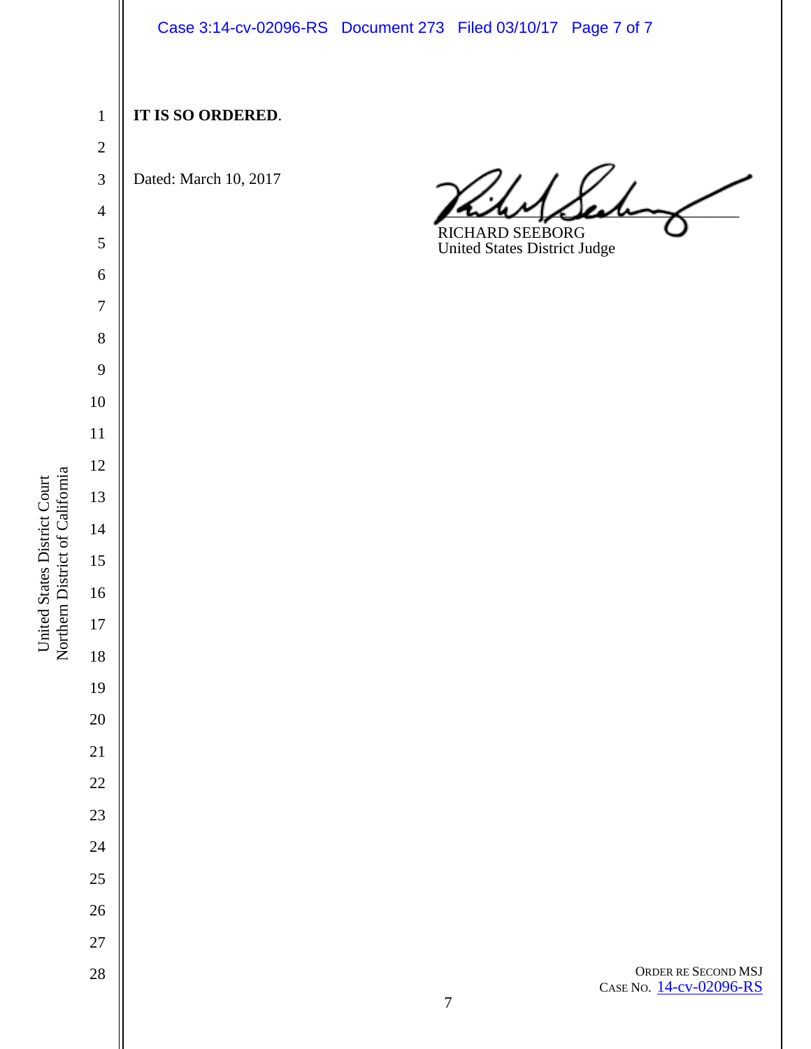**IT IS SO ORDERED**.

Dated: March 10, 2017

RICHARD SEEBORG
United States District Judge